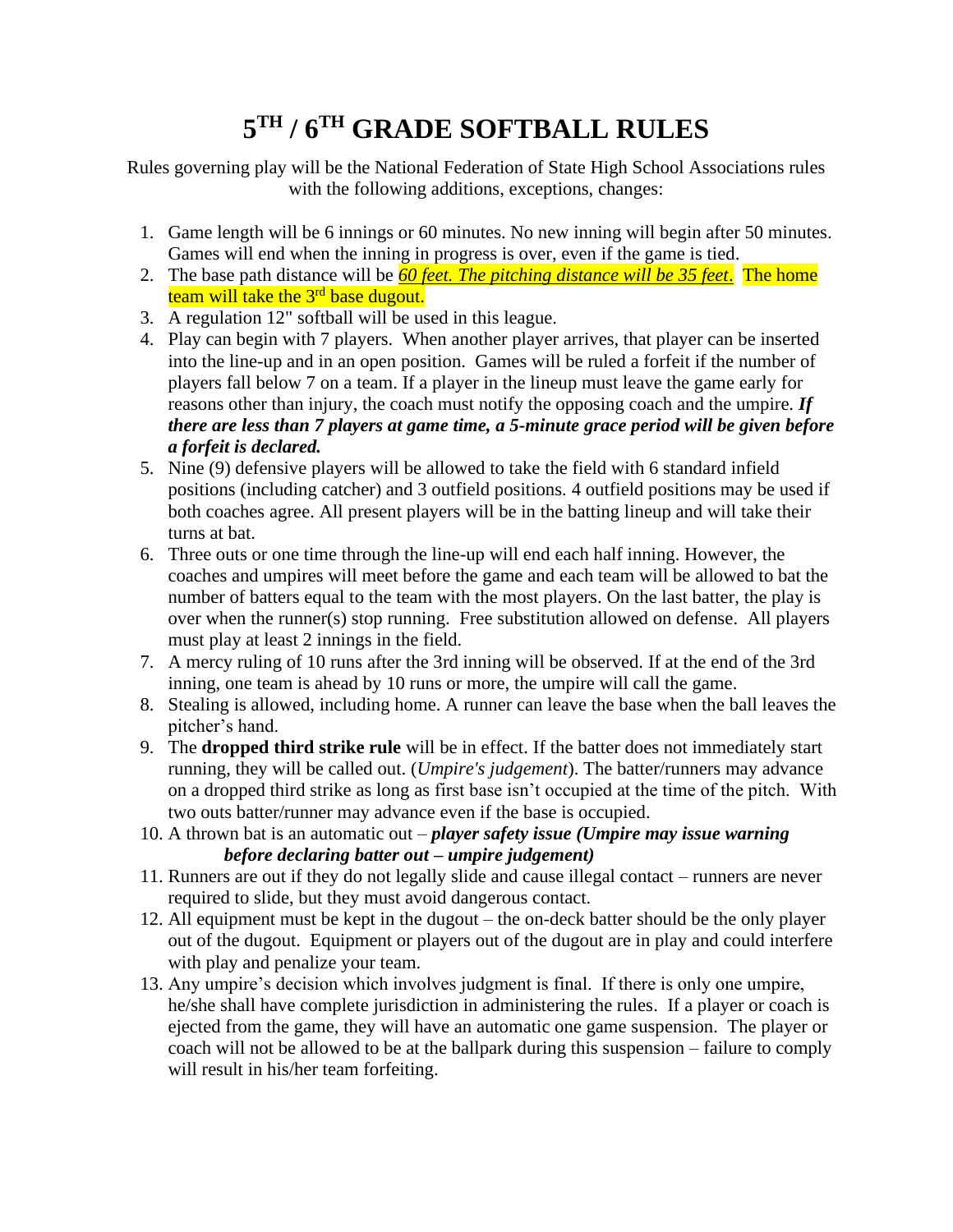# 5[TH] / 6[TH] GRADE SOFTBALL RULES

Rules governing play will be the National Federation of State High School Associations rules with the following additions, exceptions, changes:

1. Game length will be 6 innings or 60 minutes. No new inning will begin after 50 minutes. Games will end when the inning in progress is over, even if the game is tied.
2. The base path distance will be ***60 feet. The pitching distance will be 35 feet***. The home team will take the 3rd base dugout.
3. A regulation 12" softball will be used in this league.
4. Play can begin with 7 players. When another player arrives, that player can be inserted into the line-up and in an open position. Games will be ruled a forfeit if the number of players fall below 7 on a team. If a player in the lineup must leave the game early for reasons other than injury, the coach must notify the opposing coach and the umpire. ***If there are less than 7 players at game time, a 5-minute grace period will be given before a forfeit is declared.***
5. Nine (9) defensive players will be allowed to take the field with 6 standard infield positions (including catcher) and 3 outfield positions. 4 outfield positions may be used if both coaches agree. All present players will be in the batting lineup and will take their turns at bat.
6. Three outs or one time through the line-up will end each half inning. However, the coaches and umpires will meet before the game and each team will be allowed to bat the number of batters equal to the team with the most players. On the last batter, the play is over when the runner(s) stop running. Free substitution allowed on defense. All players must play at least 2 innings in the field.
7. A mercy ruling of 10 runs after the 3rd inning will be observed. If at the end of the 3rd inning, one team is ahead by 10 runs or more, the umpire will call the game.
8. Stealing is allowed, including home. A runner can leave the base when the ball leaves the pitcher's hand.
9. The **dropped third strike rule** will be in effect. If the batter does not immediately start running, they will be called out. (*Umpire's judgement*). The batter/runners may advance on a dropped third strike as long as first base isn't occupied at the time of the pitch. With two outs batter/runner may advance even if the base is occupied.
10. A thrown bat is an automatic out – ***player safety issue (Umpire may issue warning before declaring batter out – umpire judgement)***
11. Runners are out if they do not legally slide and cause illegal contact – runners are never required to slide, but they must avoid dangerous contact.
12. All equipment must be kept in the dugout – the on-deck batter should be the only player out of the dugout. Equipment or players out of the dugout are in play and could interfere with play and penalize your team.
13. Any umpire's decision which involves judgment is final. If there is only one umpire, he/she shall have complete jurisdiction in administering the rules. If a player or coach is ejected from the game, they will have an automatic one game suspension. The player or coach will not be allowed to be at the ballpark during this suspension – failure to comply will result in his/her team forfeiting.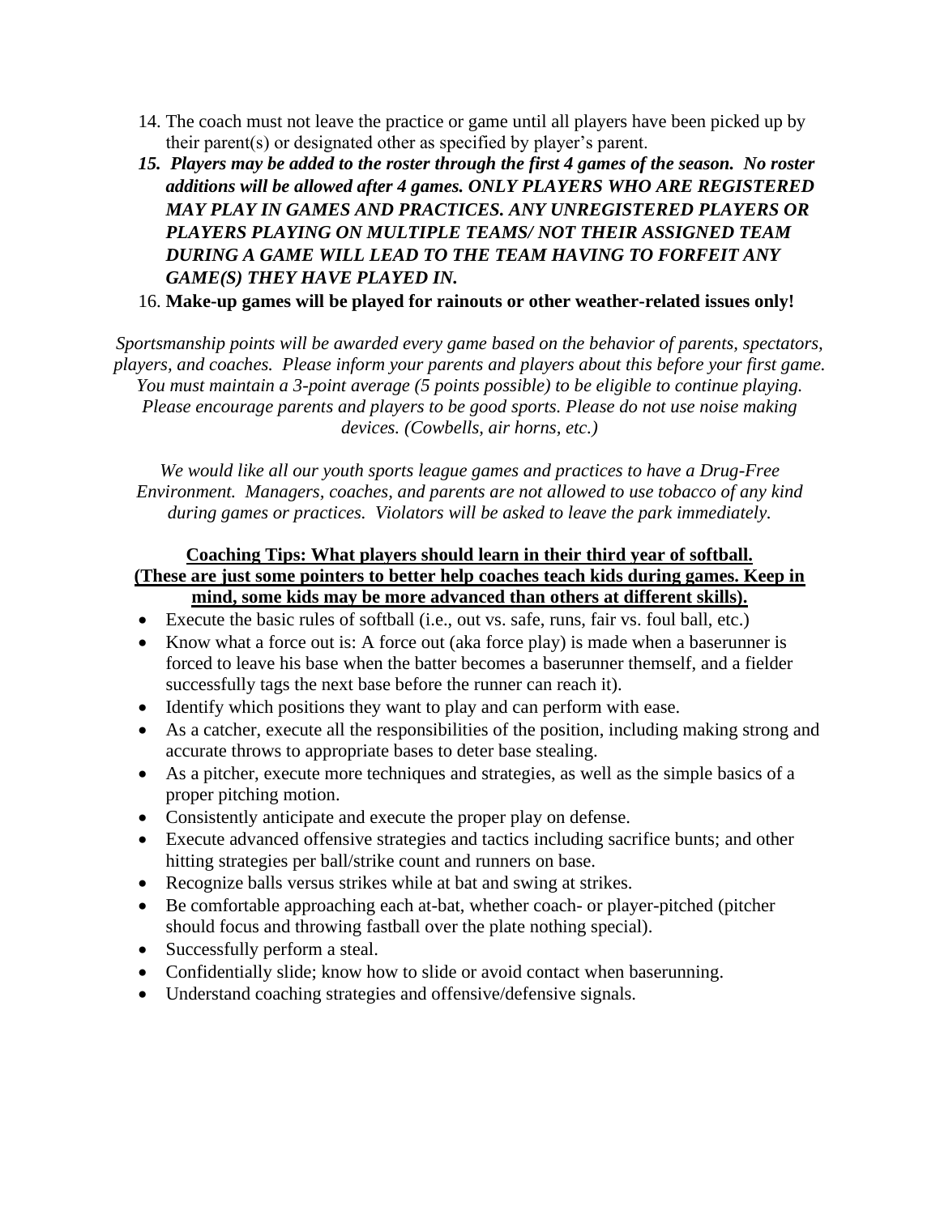14. The coach must not leave the practice or game until all players have been picked up by their parent(s) or designated other as specified by player's parent.
15. ***Players may be added to the roster through the first 4 games of the season. No roster additions will be allowed after 4 games. ONLY PLAYERS WHO ARE REGISTERED MAY PLAY IN GAMES AND PRACTICES. ANY UNREGISTERED PLAYERS OR PLAYERS PLAYING ON MULTIPLE TEAMS/ NOT THEIR ASSIGNED TEAM DURING A GAME WILL LEAD TO THE TEAM HAVING TO FORFEIT ANY GAME(S) THEY HAVE PLAYED IN.***
16. **Make-up games will be played for rainouts or other weather-related issues only!**

*Sportsmanship points will be awarded every game based on the behavior of parents, spectators, players, and coaches. Please inform your parents and players about this before your first game. You must maintain a 3-point average (5 points possible) to be eligible to continue playing. Please encourage parents and players to be good sports. Please do not use noise making devices. (Cowbells, air horns, etc.)*

*We would like all our youth sports league games and practices to have a Drug-Free Environment. Managers, coaches, and parents are not allowed to use tobacco of any kind during games or practices. Violators will be asked to leave the park immediately.*

**Coaching Tips: What players should learn in their third year of softball. (These are just some pointers to better help coaches teach kids during games. Keep in mind, some kids may be more advanced than others at different skills).**

- Execute the basic rules of softball (i.e., out vs. safe, runs, fair vs. foul ball, etc.)
- Know what a force out is: A force out (aka force play) is made when a baserunner is forced to leave his base when the batter becomes a baserunner themself, and a fielder successfully tags the next base before the runner can reach it).
- Identify which positions they want to play and can perform with ease.
- As a catcher, execute all the responsibilities of the position, including making strong and accurate throws to appropriate bases to deter base stealing.
- As a pitcher, execute more techniques and strategies, as well as the simple basics of a proper pitching motion.
- Consistently anticipate and execute the proper play on defense.
- Execute advanced offensive strategies and tactics including sacrifice bunts; and other hitting strategies per ball/strike count and runners on base.
- Recognize balls versus strikes while at bat and swing at strikes.
- Be comfortable approaching each at-bat, whether coach- or player-pitched (pitcher should focus and throwing fastball over the plate nothing special).
- Successfully perform a steal.
- Confidentially slide; know how to slide or avoid contact when baserunning.
- Understand coaching strategies and offensive/defensive signals.